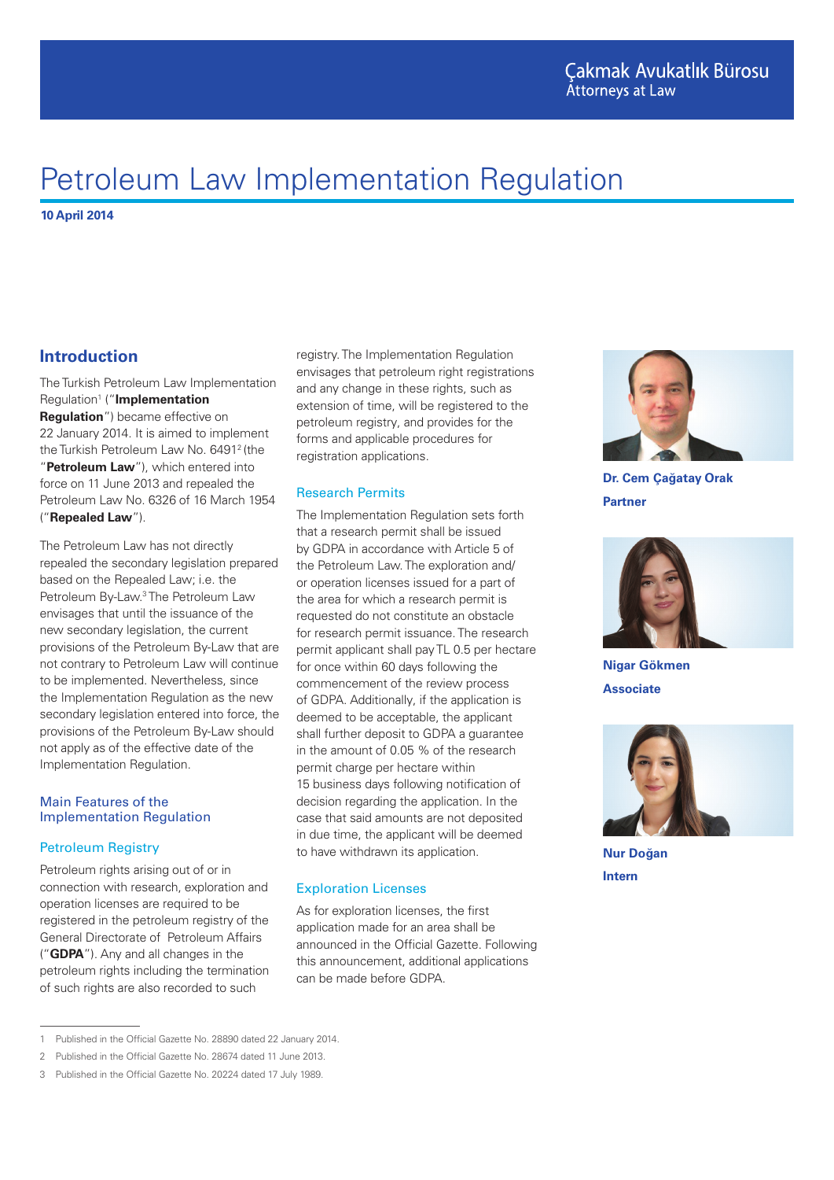Çakmak Avukatlık Bürosu
Attorneys at Law

# Petroleum Law Implementation Regulation

**10 April 2014**

## Introduction

The Turkish Petroleum Law Implementation Regulation[1] ("**Implementation Regulation**") became effective on 22 January 2014. It is aimed to implement the Turkish Petroleum Law No. 6491[2] (the "**Petroleum Law**"), which entered into force on 11 June 2013 and repealed the Petroleum Law No. 6326 of 16 March 1954 ("**Repealed Law**").

The Petroleum Law has not directly repealed the secondary legislation prepared based on the Repealed Law; i.e. the Petroleum By-Law.[3] The Petroleum Law envisages that until the issuance of the new secondary legislation, the current provisions of the Petroleum By-Law that are not contrary to Petroleum Law will continue to be implemented. Nevertheless, since the Implementation Regulation as the new secondary legislation entered into force, the provisions of the Petroleum By-Law should not apply as of the effective date of the Implementation Regulation.

## Main Features of the Implementation Regulation

### Petroleum Registry

Petroleum rights arising out of or in connection with research, exploration and operation licenses are required to be registered in the petroleum registry of the General Directorate of Petroleum Affairs ("**GDPA**"). Any and all changes in the petroleum rights including the termination of such rights are also recorded to such registry. The Implementation Regulation envisages that petroleum right registrations and any change in these rights, such as extension of time, will be registered to the petroleum registry, and provides for the forms and applicable procedures for registration applications.

### Research Permits

The Implementation Regulation sets forth that a research permit shall be issued by GDPA in accordance with Article 5 of the Petroleum Law. The exploration and/or operation licenses issued for a part of the area for which a research permit is requested do not constitute an obstacle for research permit issuance. The research permit applicant shall pay TL 0.5 per hectare for once within 60 days following the commencement of the review process of GDPA. Additionally, if the application is deemed to be acceptable, the applicant shall further deposit to GDPA a guarantee in the amount of 0.05 % of the research permit charge per hectare within 15 business days following notification of decision regarding the application. In the case that said amounts are not deposited in due time, the applicant will be deemed to have withdrawn its application.

### Exploration Licenses

As for exploration licenses, the first application made for an area shall be announced in the Official Gazette. Following this announcement, additional applications can be made before GDPA.

**Dr. Cem Çağatay Orak**
**Partner**

**Nigar Gökmen**
**Associate**

**Nur Doğan**
**Intern**

---

1 Published in the Official Gazette No. 28890 dated 22 January 2014.

2 Published in the Official Gazette No. 28674 dated 11 June 2013.

3 Published in the Official Gazette No. 20224 dated 17 July 1989.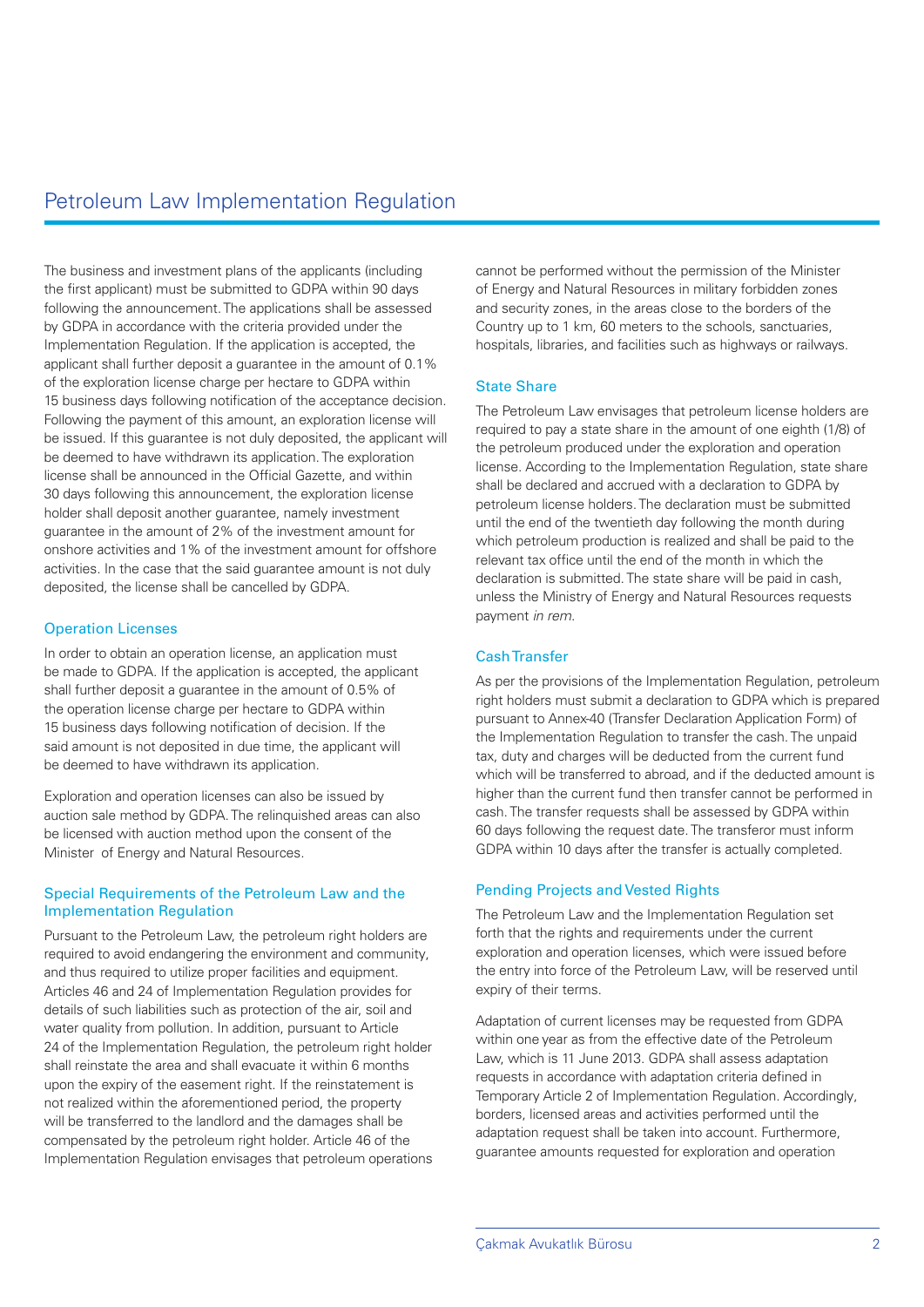# Petroleum Law Implementation Regulation

The business and investment plans of the applicants (including the first applicant) must be submitted to GDPA within 90 days following the announcement. The applications shall be assessed by GDPA in accordance with the criteria provided under the Implementation Regulation. If the application is accepted, the applicant shall further deposit a guarantee in the amount of 0.1% of the exploration license charge per hectare to GDPA within 15 business days following notification of the acceptance decision. Following the payment of this amount, an exploration license will be issued. If this guarantee is not duly deposited, the applicant will be deemed to have withdrawn its application. The exploration license shall be announced in the Official Gazette, and within 30 days following this announcement, the exploration license holder shall deposit another guarantee, namely investment guarantee in the amount of 2% of the investment amount for onshore activities and 1% of the investment amount for offshore activities. In the case that the said guarantee amount is not duly deposited, the license shall be cancelled by GDPA.

## Operation Licenses

In order to obtain an operation license, an application must be made to GDPA. If the application is accepted, the applicant shall further deposit a guarantee in the amount of 0.5% of the operation license charge per hectare to GDPA within 15 business days following notification of decision. If the said amount is not deposited in due time, the applicant will be deemed to have withdrawn its application.

Exploration and operation licenses can also be issued by auction sale method by GDPA. The relinquished areas can also be licensed with auction method upon the consent of the Minister of Energy and Natural Resources.

## Special Requirements of the Petroleum Law and the Implementation Regulation

Pursuant to the Petroleum Law, the petroleum right holders are required to avoid endangering the environment and community, and thus required to utilize proper facilities and equipment. Articles 46 and 24 of Implementation Regulation provides for details of such liabilities such as protection of the air, soil and water quality from pollution. In addition, pursuant to Article 24 of the Implementation Regulation, the petroleum right holder shall reinstate the area and shall evacuate it within 6 months upon the expiry of the easement right. If the reinstatement is not realized within the aforementioned period, the property will be transferred to the landlord and the damages shall be compensated by the petroleum right holder. Article 46 of the Implementation Regulation envisages that petroleum operations cannot be performed without the permission of the Minister of Energy and Natural Resources in military forbidden zones and security zones, in the areas close to the borders of the Country up to 1 km, 60 meters to the schools, sanctuaries, hospitals, libraries, and facilities such as highways or railways.

## State Share

The Petroleum Law envisages that petroleum license holders are required to pay a state share in the amount of one eighth (1/8) of the petroleum produced under the exploration and operation license. According to the Implementation Regulation, state share shall be declared and accrued with a declaration to GDPA by petroleum license holders. The declaration must be submitted until the end of the twentieth day following the month during which petroleum production is realized and shall be paid to the relevant tax office until the end of the month in which the declaration is submitted. The state share will be paid in cash, unless the Ministry of Energy and Natural Resources requests payment *in rem*.

## Cash Transfer

As per the provisions of the Implementation Regulation, petroleum right holders must submit a declaration to GDPA which is prepared pursuant to Annex-40 (Transfer Declaration Application Form) of the Implementation Regulation to transfer the cash. The unpaid tax, duty and charges will be deducted from the current fund which will be transferred to abroad, and if the deducted amount is higher than the current fund then transfer cannot be performed in cash. The transfer requests shall be assessed by GDPA within 60 days following the request date. The transferor must inform GDPA within 10 days after the transfer is actually completed.

## Pending Projects and Vested Rights

The Petroleum Law and the Implementation Regulation set forth that the rights and requirements under the current exploration and operation licenses, which were issued before the entry into force of the Petroleum Law, will be reserved until expiry of their terms.

Adaptation of current licenses may be requested from GDPA within one year as from the effective date of the Petroleum Law, which is 11 June 2013. GDPA shall assess adaptation requests in accordance with adaptation criteria defined in Temporary Article 2 of Implementation Regulation. Accordingly, borders, licensed areas and activities performed until the adaptation request shall be taken into account. Furthermore, guarantee amounts requested for exploration and operation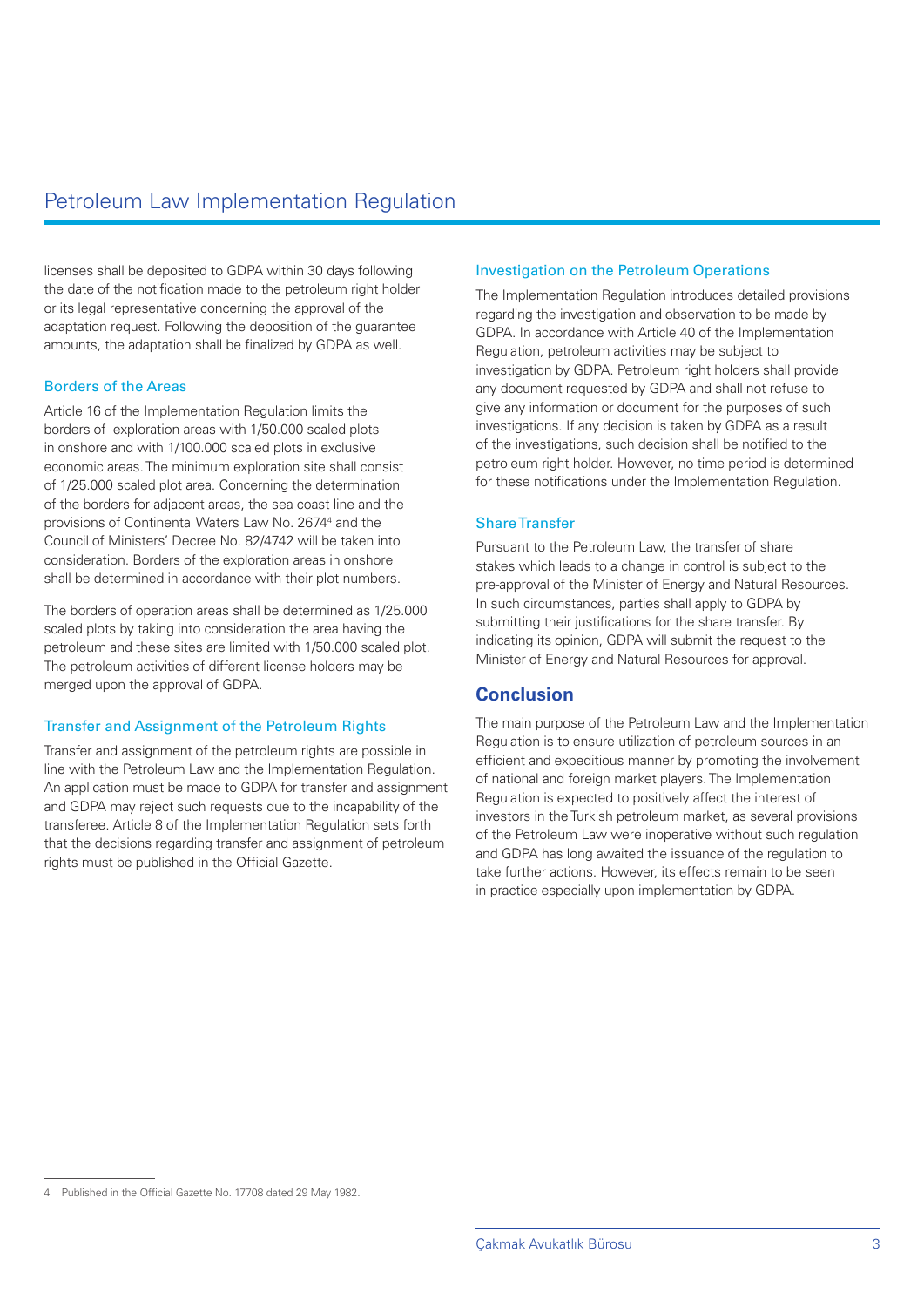licenses shall be deposited to GDPA within 30 days following the date of the notification made to the petroleum right holder or its legal representative concerning the approval of the adaptation request. Following the deposition of the guarantee amounts, the adaptation shall be finalized by GDPA as well.

### Borders of the Areas

Article 16 of the Implementation Regulation limits the borders of exploration areas with 1/50.000 scaled plots in onshore and with 1/100.000 scaled plots in exclusive economic areas. The minimum exploration site shall consist of 1/25.000 scaled plot area. Concerning the determination of the borders for adjacent areas, the sea coast line and the provisions of Continental Waters Law No. 2674[4] and the Council of Ministers' Decree No. 82/4742 will be taken into consideration. Borders of the exploration areas in onshore shall be determined in accordance with their plot numbers.

The borders of operation areas shall be determined as 1/25.000 scaled plots by taking into consideration the area having the petroleum and these sites are limited with 1/50.000 scaled plot. The petroleum activities of different license holders may be merged upon the approval of GDPA.

### Transfer and Assignment of the Petroleum Rights

Transfer and assignment of the petroleum rights are possible in line with the Petroleum Law and the Implementation Regulation. An application must be made to GDPA for transfer and assignment and GDPA may reject such requests due to the incapability of the transferee. Article 8 of the Implementation Regulation sets forth that the decisions regarding transfer and assignment of petroleum rights must be published in the Official Gazette.

### Investigation on the Petroleum Operations

The Implementation Regulation introduces detailed provisions regarding the investigation and observation to be made by GDPA. In accordance with Article 40 of the Implementation Regulation, petroleum activities may be subject to investigation by GDPA. Petroleum right holders shall provide any document requested by GDPA and shall not refuse to give any information or document for the purposes of such investigations. If any decision is taken by GDPA as a result of the investigations, such decision shall be notified to the petroleum right holder. However, no time period is determined for these notifications under the Implementation Regulation.

### Share Transfer

Pursuant to the Petroleum Law, the transfer of share stakes which leads to a change in control is subject to the pre-approval of the Minister of Energy and Natural Resources. In such circumstances, parties shall apply to GDPA by submitting their justifications for the share transfer. By indicating its opinion, GDPA will submit the request to the Minister of Energy and Natural Resources for approval.

## Conclusion

The main purpose of the Petroleum Law and the Implementation Regulation is to ensure utilization of petroleum sources in an efficient and expeditious manner by promoting the involvement of national and foreign market players. The Implementation Regulation is expected to positively affect the interest of investors in the Turkish petroleum market, as several provisions of the Petroleum Law were inoperative without such regulation and GDPA has long awaited the issuance of the regulation to take further actions. However, its effects remain to be seen in practice especially upon implementation by GDPA.

---

[4] Published in the Official Gazette No. 17708 dated 29 May 1982.